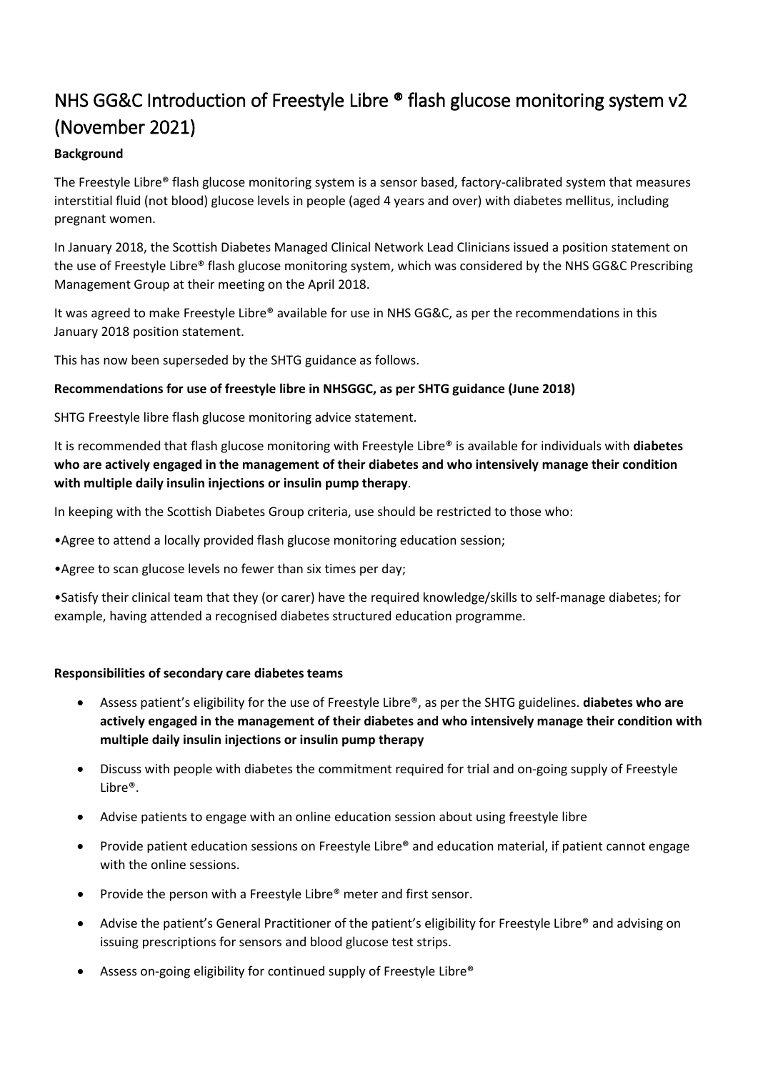# NHS GG&C Introduction of Freestyle Libre ® flash glucose monitoring system v2 (November 2021)

**Background**

The Freestyle Libre® flash glucose monitoring system is a sensor based, factory-calibrated system that measures interstitial fluid (not blood) glucose levels in people (aged 4 years and over) with diabetes mellitus, including pregnant women.

In January 2018, the Scottish Diabetes Managed Clinical Network Lead Clinicians issued a position statement on the use of Freestyle Libre® flash glucose monitoring system, which was considered by the NHS GG&C Prescribing Management Group at their meeting on the April 2018.

It was agreed to make Freestyle Libre® available for use in NHS GG&C, as per the recommendations in this January 2018 position statement.

This has now been superseded by the SHTG guidance as follows.

**Recommendations for use of freestyle libre in NHSGGC, as per SHTG guidance (June 2018)**

SHTG Freestyle libre flash glucose monitoring advice statement.

It is recommended that flash glucose monitoring with Freestyle Libre® is available for individuals with **diabetes who are actively engaged in the management of their diabetes and who intensively manage their condition with multiple daily insulin injections or insulin pump therapy**.

In keeping with the Scottish Diabetes Group criteria, use should be restricted to those who:

•Agree to attend a locally provided flash glucose monitoring education session;

•Agree to scan glucose levels no fewer than six times per day;

•Satisfy their clinical team that they (or carer) have the required knowledge/skills to self-manage diabetes; for example, having attended a recognised diabetes structured education programme.

**Responsibilities of secondary care diabetes teams**

- Assess patient's eligibility for the use of Freestyle Libre®, as per the SHTG guidelines. **diabetes who are actively engaged in the management of their diabetes and who intensively manage their condition with multiple daily insulin injections or insulin pump therapy**
- Discuss with people with diabetes the commitment required for trial and on-going supply of Freestyle Libre®.
- Advise patients to engage with an online education session about using freestyle libre
- Provide patient education sessions on Freestyle Libre® and education material, if patient cannot engage with the online sessions.
- Provide the person with a Freestyle Libre® meter and first sensor.
- Advise the patient's General Practitioner of the patient's eligibility for Freestyle Libre® and advising on issuing prescriptions for sensors and blood glucose test strips.
- Assess on-going eligibility for continued supply of Freestyle Libre®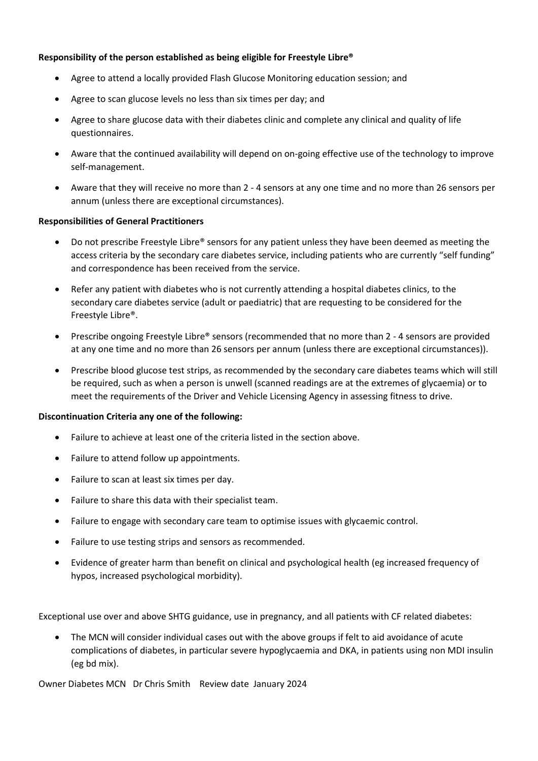**Responsibility of the person established as being eligible for Freestyle Libre®**

- Agree to attend a locally provided Flash Glucose Monitoring education session; and
- Agree to scan glucose levels no less than six times per day; and
- Agree to share glucose data with their diabetes clinic and complete any clinical and quality of life questionnaires.
- Aware that the continued availability will depend on on-going effective use of the technology to improve self-management.
- Aware that they will receive no more than 2 - 4 sensors at any one time and no more than 26 sensors per annum (unless there are exceptional circumstances).

**Responsibilities of General Practitioners**

- Do not prescribe Freestyle Libre® sensors for any patient unless they have been deemed as meeting the access criteria by the secondary care diabetes service, including patients who are currently "self funding" and correspondence has been received from the service.
- Refer any patient with diabetes who is not currently attending a hospital diabetes clinics, to the secondary care diabetes service (adult or paediatric) that are requesting to be considered for the Freestyle Libre®.
- Prescribe ongoing Freestyle Libre® sensors (recommended that no more than 2 - 4 sensors are provided at any one time and no more than 26 sensors per annum (unless there are exceptional circumstances)).
- Prescribe blood glucose test strips, as recommended by the secondary care diabetes teams which will still be required, such as when a person is unwell (scanned readings are at the extremes of glycaemia) or to meet the requirements of the Driver and Vehicle Licensing Agency in assessing fitness to drive.

**Discontinuation Criteria any one of the following:**

- Failure to achieve at least one of the criteria listed in the section above.
- Failure to attend follow up appointments.
- Failure to scan at least six times per day.
- Failure to share this data with their specialist team.
- Failure to engage with secondary care team to optimise issues with glycaemic control.
- Failure to use testing strips and sensors as recommended.
- Evidence of greater harm than benefit on clinical and psychological health (eg increased frequency of hypos, increased psychological morbidity).

Exceptional use over and above SHTG guidance, use in pregnancy, and all patients with CF related diabetes:

- The MCN will consider individual cases out with the above groups if felt to aid avoidance of acute complications of diabetes, in particular severe hypoglycaemia and DKA, in patients using non MDI insulin (eg bd mix).

Owner Diabetes MCN Dr Chris Smith Review date January 2024